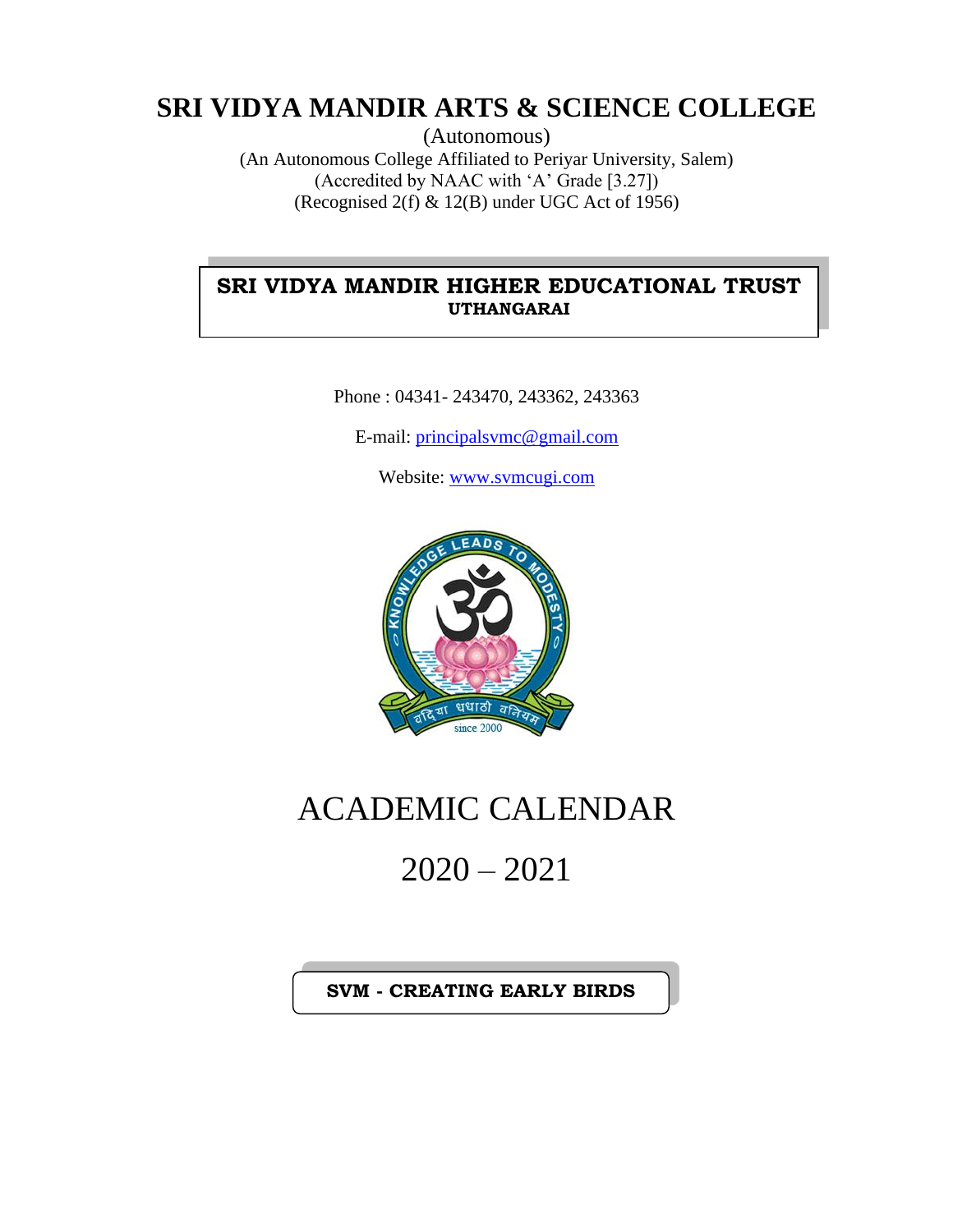# SRI VIDYA MANDIR ARTS & SCIENCE COLLEGE

(Autonomous)

(An Autonomous College Affiliated to Periyar University, Salem)

(Accredited by NAAC with 'A' Grade [3.27])

(Recognised 2(f) & 12(B) under UGC Act of 1956)

**SRI VIDYA MANDIR HIGHER EDUCATIONAL TRUST**
**UTHANGARAI**

Phone : 04341- 243470, 243362, 243363

E-mail: principalsvmc@gmail.com

Website: www.svmcugi.com

# ACADEMIC CALENDAR

# 2020 – 2021

**SVM - CREATING EARLY BIRDS**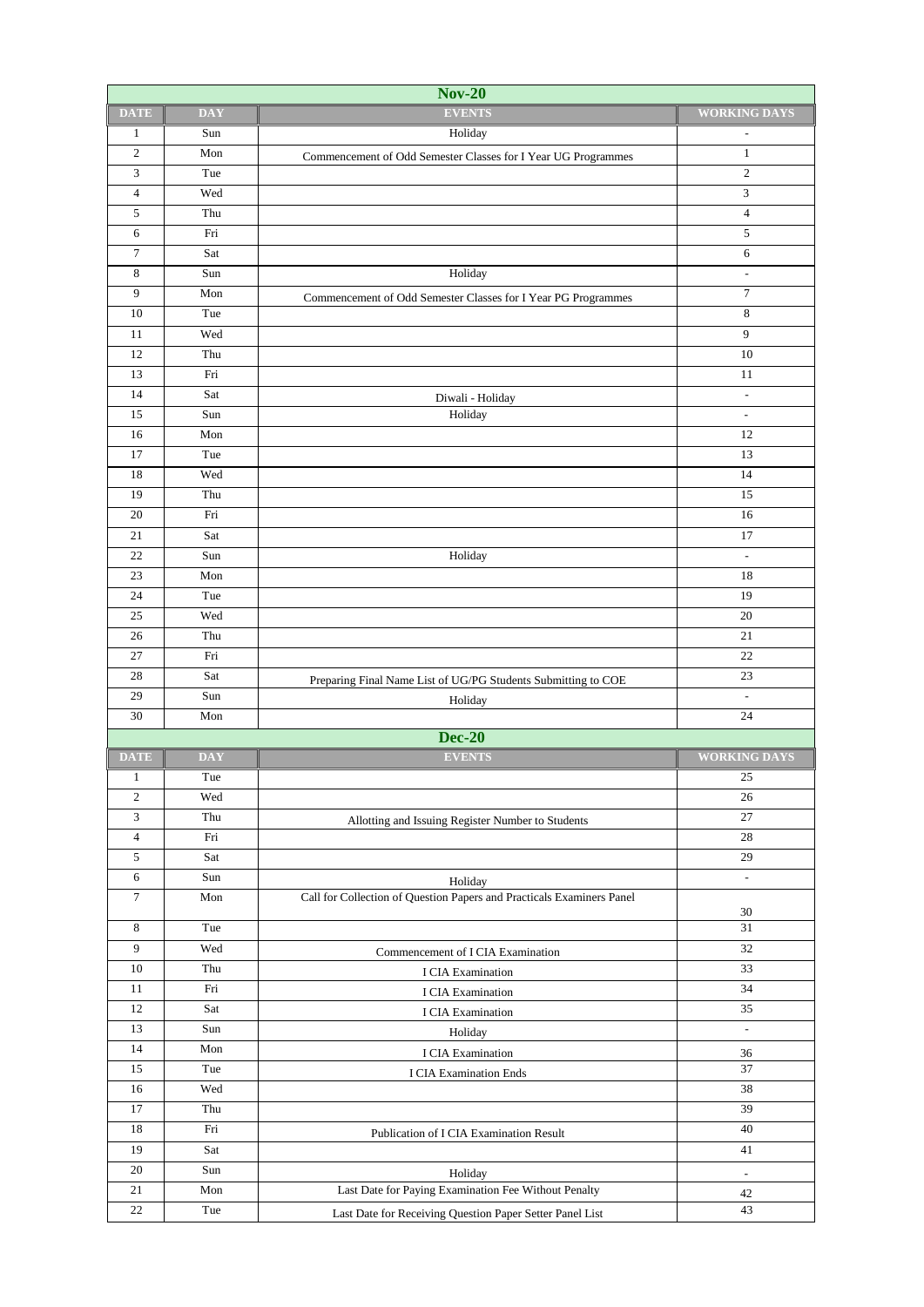## Nov-20

| DATE | DAY | EVENTS | WORKING DAYS |
|---|---|---|---|
| 1 | Sun | Holiday | - |
| 2 | Mon | Commencement of Odd Semester Classes for I Year UG Programmes | 1 |
| 3 | Tue | | 2 |
| 4 | Wed | | 3 |
| 5 | Thu | | 4 |
| 6 | Fri | | 5 |
| 7 | Sat | | 6 |
| 8 | Sun | Holiday | - |
| 9 | Mon | Commencement of Odd Semester Classes for I Year PG Programmes | 7 |
| 10 | Tue | | 8 |
| 11 | Wed | | 9 |
| 12 | Thu | | 10 |
| 13 | Fri | | 11 |
| 14 | Sat | Diwali - Holiday | - |
| 15 | Sun | Holiday | - |
| 16 | Mon | | 12 |
| 17 | Tue | | 13 |
| 18 | Wed | | 14 |
| 19 | Thu | | 15 |
| 20 | Fri | | 16 |
| 21 | Sat | | 17 |
| 22 | Sun | Holiday | - |
| 23 | Mon | | 18 |
| 24 | Tue | | 19 |
| 25 | Wed | | 20 |
| 26 | Thu | | 21 |
| 27 | Fri | | 22 |
| 28 | Sat | Preparing Final Name List of UG/PG Students Submitting to COE | 23 |
| 29 | Sun | Holiday | - |
| 30 | Mon | | 24 |

## Dec-20

| DATE | DAY | EVENTS | WORKING DAYS |
|---|---|---|---|
| 1 | Tue | | 25 |
| 2 | Wed | | 26 |
| 3 | Thu | Allotting and Issuing Register Number to Students | 27 |
| 4 | Fri | | 28 |
| 5 | Sat | | 29 |
| 6 | Sun | Holiday | - |
| 7 | Mon | Call for Collection of Question Papers and Practicals Examiners Panel | 30 |
| 8 | Tue | | 31 |
| 9 | Wed | Commencement of I CIA Examination | 32 |
| 10 | Thu | I CIA Examination | 33 |
| 11 | Fri | I CIA Examination | 34 |
| 12 | Sat | I CIA Examination | 35 |
| 13 | Sun | Holiday | - |
| 14 | Mon | I CIA Examination | 36 |
| 15 | Tue | I CIA Examination Ends | 37 |
| 16 | Wed | | 38 |
| 17 | Thu | | 39 |
| 18 | Fri | Publication of I CIA Examination Result | 40 |
| 19 | Sat | | 41 |
| 20 | Sun | Holiday | - |
| 21 | Mon | Last Date for Paying Examination Fee Without Penalty | 42 |
| 22 | Tue | Last Date for Receiving Question Paper Setter Panel List | 43 |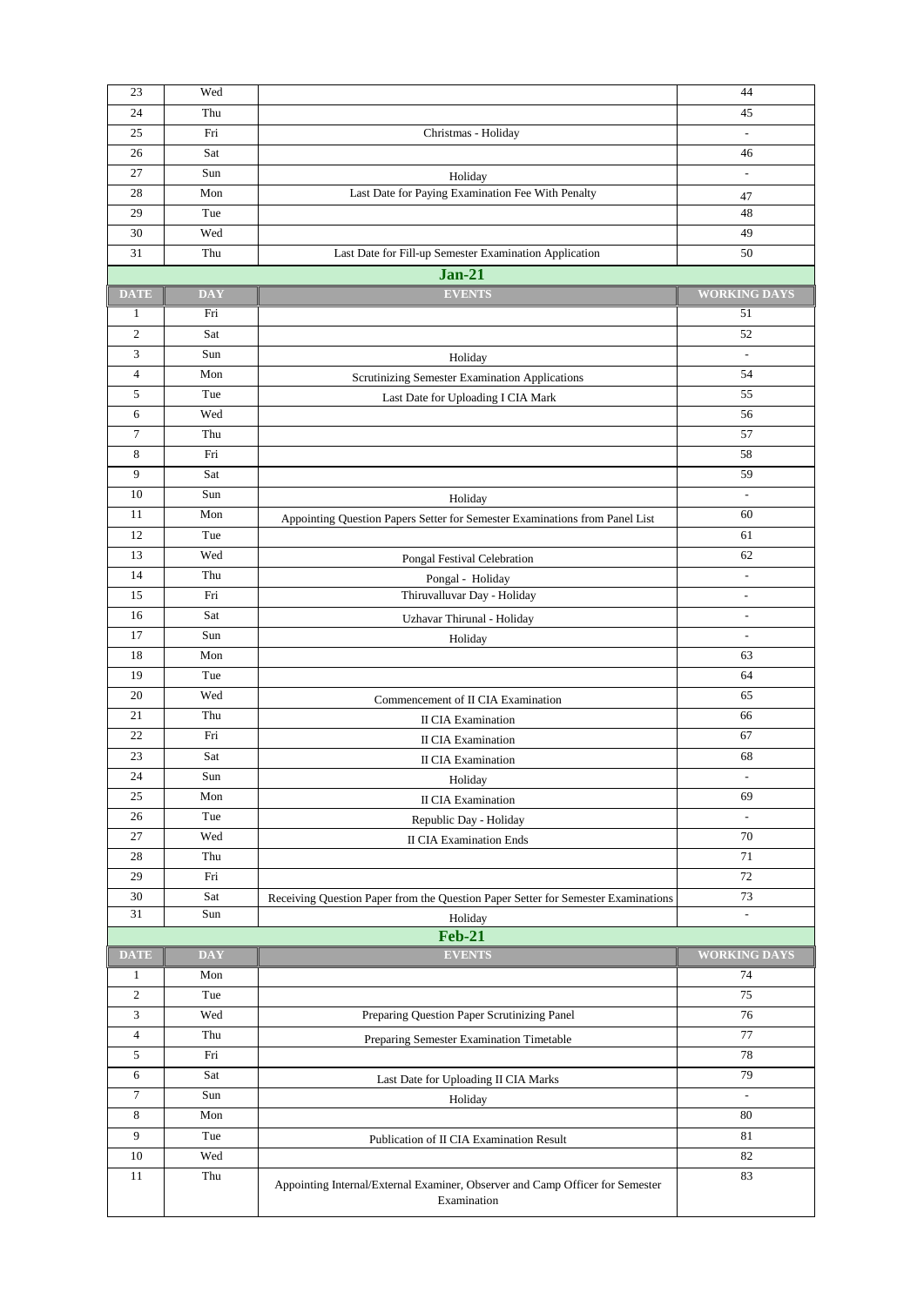| DATE | DAY | EVENTS | WORKING DAYS |
|---|---|---|---|
| 23 | Wed | | 44 |
| 24 | Thu | | 45 |
| 25 | Fri | Christmas - Holiday | - |
| 26 | Sat | | 46 |
| 27 | Sun | Holiday | - |
| 28 | Mon | Last Date for Paying Examination Fee With Penalty | 47 |
| 29 | Tue | | 48 |
| 30 | Wed | | 49 |
| 31 | Thu | Last Date for Fill-up Semester Examination Application | 50 |

## Jan-21

| DATE | DAY | EVENTS | WORKING DAYS |
|---|---|---|---|
| 1 | Fri | | 51 |
| 2 | Sat | | 52 |
| 3 | Sun | Holiday | - |
| 4 | Mon | Scrutinizing Semester Examination Applications | 54 |
| 5 | Tue | Last Date for Uploading I CIA Mark | 55 |
| 6 | Wed | | 56 |
| 7 | Thu | | 57 |
| 8 | Fri | | 58 |
| 9 | Sat | | 59 |
| 10 | Sun | Holiday | - |
| 11 | Mon | Appointing Question Papers Setter for Semester Examinations from Panel List | 60 |
| 12 | Tue | | 61 |
| 13 | Wed | Pongal Festival Celebration | 62 |
| 14 | Thu | Pongal - Holiday | - |
| 15 | Fri | Thiruvalluvar Day - Holiday | - |
| 16 | Sat | Uzhavar Thirunal - Holiday | - |
| 17 | Sun | Holiday | - |
| 18 | Mon | | 63 |
| 19 | Tue | | 64 |
| 20 | Wed | Commencement of II CIA Examination | 65 |
| 21 | Thu | II CIA Examination | 66 |
| 22 | Fri | II CIA Examination | 67 |
| 23 | Sat | II CIA Examination | 68 |
| 24 | Sun | Holiday | - |
| 25 | Mon | II CIA Examination | 69 |
| 26 | Tue | Republic Day - Holiday | - |
| 27 | Wed | II CIA Examination Ends | 70 |
| 28 | Thu | | 71 |
| 29 | Fri | | 72 |
| 30 | Sat | Receiving Question Paper from the Question Paper Setter for Semester Examinations | 73 |
| 31 | Sun | Holiday | - |

## Feb-21

| DATE | DAY | EVENTS | WORKING DAYS |
|---|---|---|---|
| 1 | Mon | | 74 |
| 2 | Tue | | 75 |
| 3 | Wed | Preparing Question Paper Scrutinizing Panel | 76 |
| 4 | Thu | Preparing Semester Examination Timetable | 77 |
| 5 | Fri | | 78 |
| 6 | Sat | Last Date for Uploading II CIA Marks | 79 |
| 7 | Sun | Holiday | - |
| 8 | Mon | | 80 |
| 9 | Tue | Publication of II CIA Examination Result | 81 |
| 10 | Wed | | 82 |
| 11 | Thu | Appointing Internal/External Examiner, Observer and Camp Officer for Semester Examination | 83 |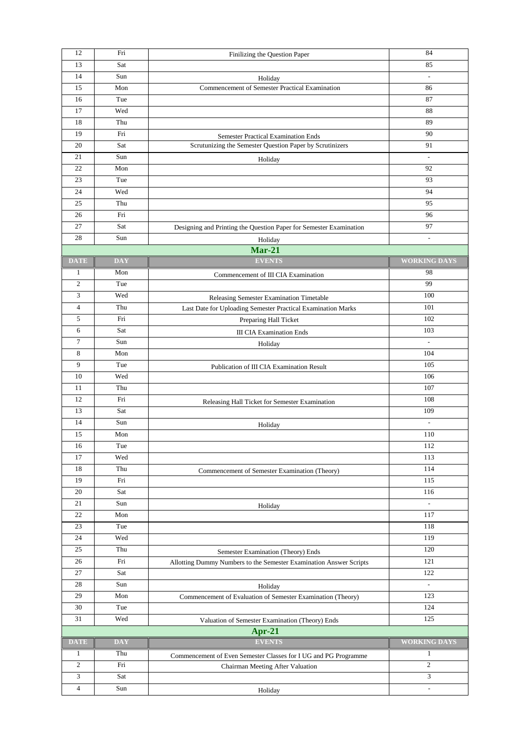| 12 | Fri | Finilizing the Question Paper | 84 |
|---|---|---|---|
| 13 | Sat | | 85 |
| 14 | Sun | Holiday | - |
| 15 | Mon | Commencement of Semester Practical Examination | 86 |
| 16 | Tue | | 87 |
| 17 | Wed | | 88 |
| 18 | Thu | | 89 |
| 19 | Fri | Semester Practical Examination Ends | 90 |
| 20 | Sat | Scrutunizing the Semester Question Paper by Scrutinizers | 91 |
| 21 | Sun | Holiday | - |
| 22 | Mon | | 92 |
| 23 | Tue | | 93 |
| 24 | Wed | | 94 |
| 25 | Thu | | 95 |
| 26 | Fri | | 96 |
| 27 | Sat | Designing and Printing the Question Paper for Semester Examination | 97 |
| 28 | Sun | Holiday | - |

## Mar-21

| DATE | DAY | EVENTS | WORKING DAYS |
|---|---|---|---|
| 1 | Mon | Commencement of III CIA Examination | 98 |
| 2 | Tue | | 99 |
| 3 | Wed | Releasing Semester Examination Timetable | 100 |
| 4 | Thu | Last Date for Uploading Semester Practical Examination Marks | 101 |
| 5 | Fri | Preparing Hall Ticket | 102 |
| 6 | Sat | III CIA Examination Ends | 103 |
| 7 | Sun | Holiday | - |
| 8 | Mon | | 104 |
| 9 | Tue | Publication of III CIA Examination Result | 105 |
| 10 | Wed | | 106 |
| 11 | Thu | | 107 |
| 12 | Fri | Releasing Hall Ticket for Semester Examination | 108 |
| 13 | Sat | | 109 |
| 14 | Sun | Holiday | - |
| 15 | Mon | | 110 |
| 16 | Tue | | 112 |
| 17 | Wed | | 113 |
| 18 | Thu | Commencement of Semester Examination (Theory) | 114 |
| 19 | Fri | | 115 |
| 20 | Sat | | 116 |
| 21 | Sun | Holiday | - |
| 22 | Mon | | 117 |
| 23 | Tue | | 118 |
| 24 | Wed | | 119 |
| 25 | Thu | Semester Examination (Theory) Ends | 120 |
| 26 | Fri | Allotting Dummy Numbers to the Semester Examination Answer Scripts | 121 |
| 27 | Sat | | 122 |
| 28 | Sun | Holiday | - |
| 29 | Mon | Commencement of Evaluation of Semester Examination (Theory) | 123 |
| 30 | Tue | | 124 |
| 31 | Wed | Valuation of Semester Examination (Theory) Ends | 125 |

## Apr-21

| DATE | DAY | EVENTS | WORKING DAYS |
|---|---|---|---|
| 1 | Thu | Commencement of Even Semester Classes for I UG and PG Programme | 1 |
| 2 | Fri | Chairman Meeting After Valuation | 2 |
| 3 | Sat | | 3 |
| 4 | Sun | Holiday | - |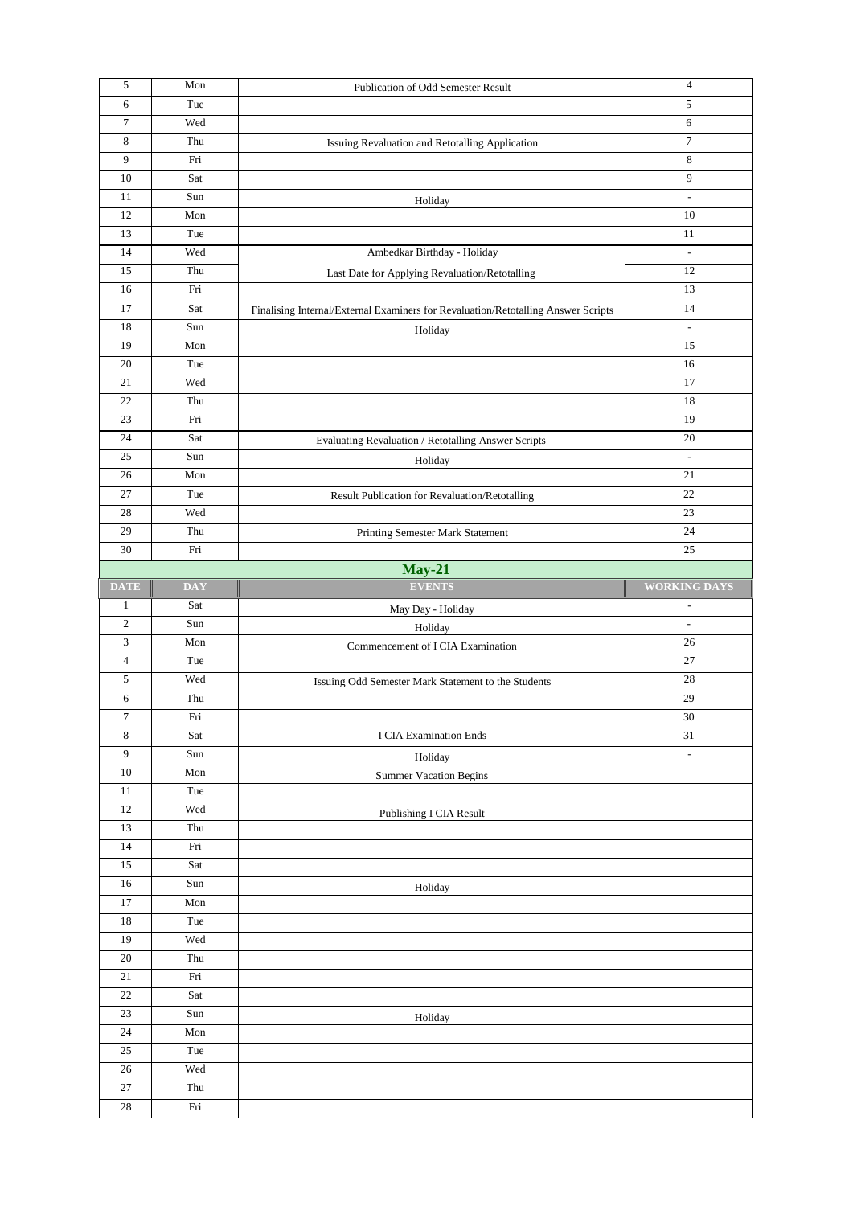| DATE | DAY | EVENTS | WORKING DAYS |
|---|---|---|---|
| 5 | Mon | Publication of Odd Semester Result | 4 |
| 6 | Tue | | 5 |
| 7 | Wed | | 6 |
| 8 | Thu | Issuing Revaluation and Retotalling Application | 7 |
| 9 | Fri | | 8 |
| 10 | Sat | | 9 |
| 11 | Sun | Holiday | - |
| 12 | Mon | | 10 |
| 13 | Tue | | 11 |
| 14 | Wed | Ambedkar Birthday - Holiday | - |
| 15 | Thu | Last Date for Applying Revaluation/Retotalling | 12 |
| 16 | Fri | | 13 |
| 17 | Sat | Finalising Internal/External Examiners for Revaluation/Retotalling Answer Scripts | 14 |
| 18 | Sun | Holiday | - |
| 19 | Mon | | 15 |
| 20 | Tue | | 16 |
| 21 | Wed | | 17 |
| 22 | Thu | | 18 |
| 23 | Fri | | 19 |
| 24 | Sat | Evaluating Revaluation / Retotalling Answer Scripts | 20 |
| 25 | Sun | Holiday | - |
| 26 | Mon | | 21 |
| 27 | Tue | Result Publication for Revaluation/Retotalling | 22 |
| 28 | Wed | | 23 |
| 29 | Thu | Printing Semester Mark Statement | 24 |
| 30 | Fri | | 25 |

## May-21

| DATE | DAY | EVENTS | WORKING DAYS |
|---|---|---|---|
| 1 | Sat | May Day - Holiday | - |
| 2 | Sun | Holiday | - |
| 3 | Mon | Commencement of I CIA Examination | 26 |
| 4 | Tue | | 27 |
| 5 | Wed | Issuing Odd Semester Mark Statement to the Students | 28 |
| 6 | Thu | | 29 |
| 7 | Fri | | 30 |
| 8 | Sat | I CIA Examination Ends | 31 |
| 9 | Sun | Holiday | - |
| 10 | Mon | Summer Vacation Begins | |
| 11 | Tue | | |
| 12 | Wed | Publishing I CIA Result | |
| 13 | Thu | | |
| 14 | Fri | | |
| 15 | Sat | | |
| 16 | Sun | Holiday | |
| 17 | Mon | | |
| 18 | Tue | | |
| 19 | Wed | | |
| 20 | Thu | | |
| 21 | Fri | | |
| 22 | Sat | | |
| 23 | Sun | Holiday | |
| 24 | Mon | | |
| 25 | Tue | | |
| 26 | Wed | | |
| 27 | Thu | | |
| 28 | Fri | | |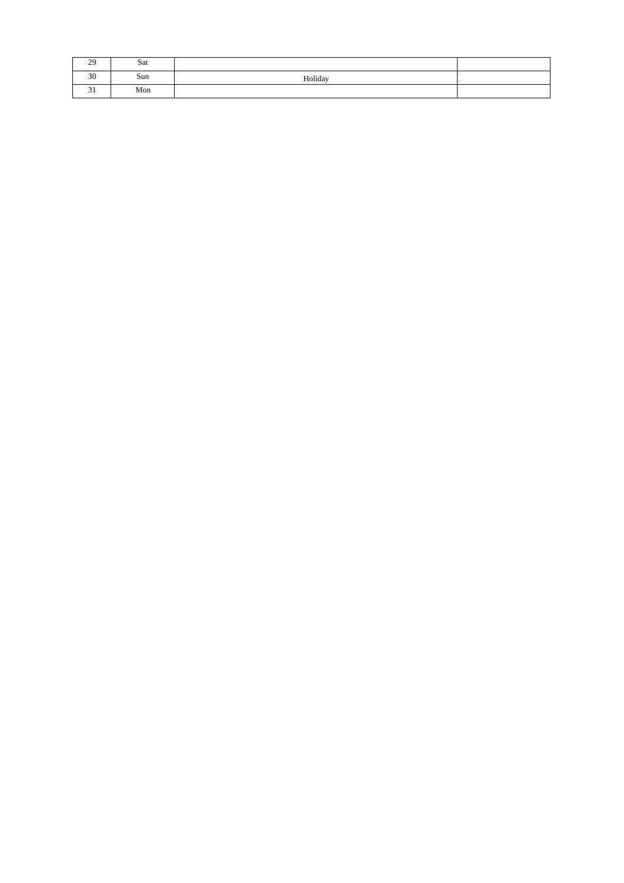| | | | |
|---|---|---|---|
| 29 | Sat | | |
| 30 | Sun | Holiday | |
| 31 | Mon | | |